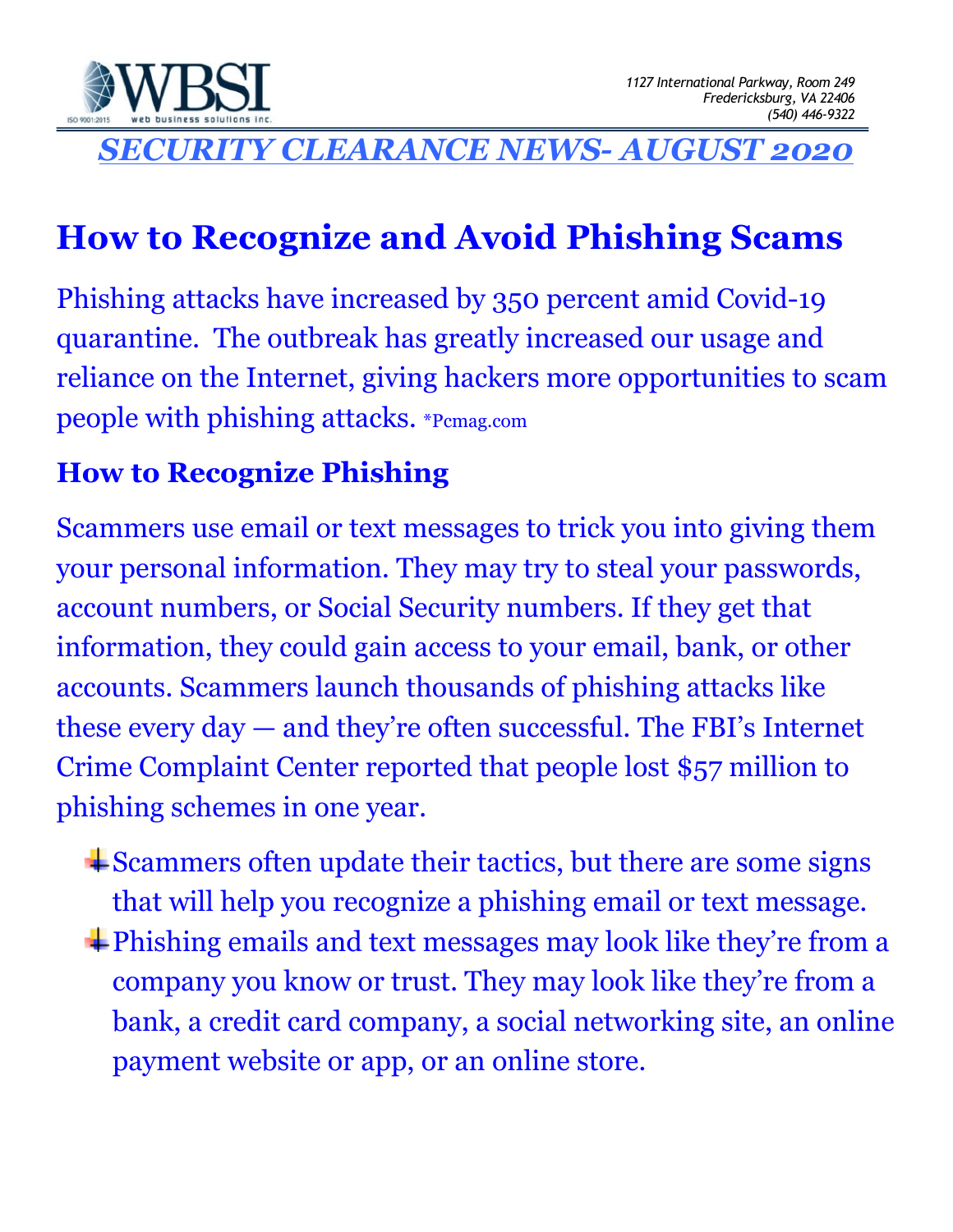WBSI web business solutions inc. ISO 9001:2015

*1127 International Parkway, Room 249*
*Fredericksburg, VA 22406*
*(540) 446-9322*

***SECURITY CLEARANCE NEWS- AUGUST 2020***

# How to Recognize and Avoid Phishing Scams

Phishing attacks have increased by 350 percent amid Covid-19 quarantine. The outbreak has greatly increased our usage and reliance on the Internet, giving hackers more opportunities to scam people with phishing attacks. *Pcmag.com

## How to Recognize Phishing

Scammers use email or text messages to trick you into giving them your personal information. They may try to steal your passwords, account numbers, or Social Security numbers. If they get that information, they could gain access to your email, bank, or other accounts. Scammers launch thousands of phishing attacks like these every day — and they're often successful. The FBI's Internet Crime Complaint Center reported that people lost $57 million to phishing schemes in one year.

- Scammers often update their tactics, but there are some signs that will help you recognize a phishing email or text message.
- Phishing emails and text messages may look like they're from a company you know or trust. They may look like they're from a bank, a credit card company, a social networking site, an online payment website or app, or an online store.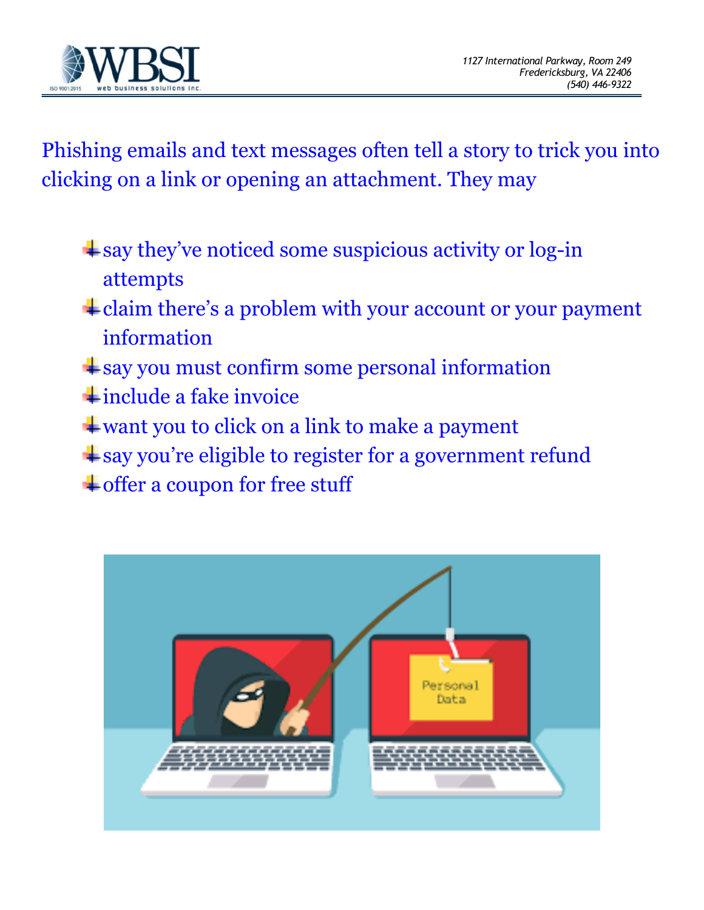Phishing emails and text messages often tell a story to trick you into clicking on a link or opening an attachment. They may

- say they've noticed some suspicious activity or log-in attempts
- claim there's a problem with your account or your payment information
- say you must confirm some personal information
- include a fake invoice
- want you to click on a link to make a payment
- say you're eligible to register for a government refund
- offer a coupon for free stuff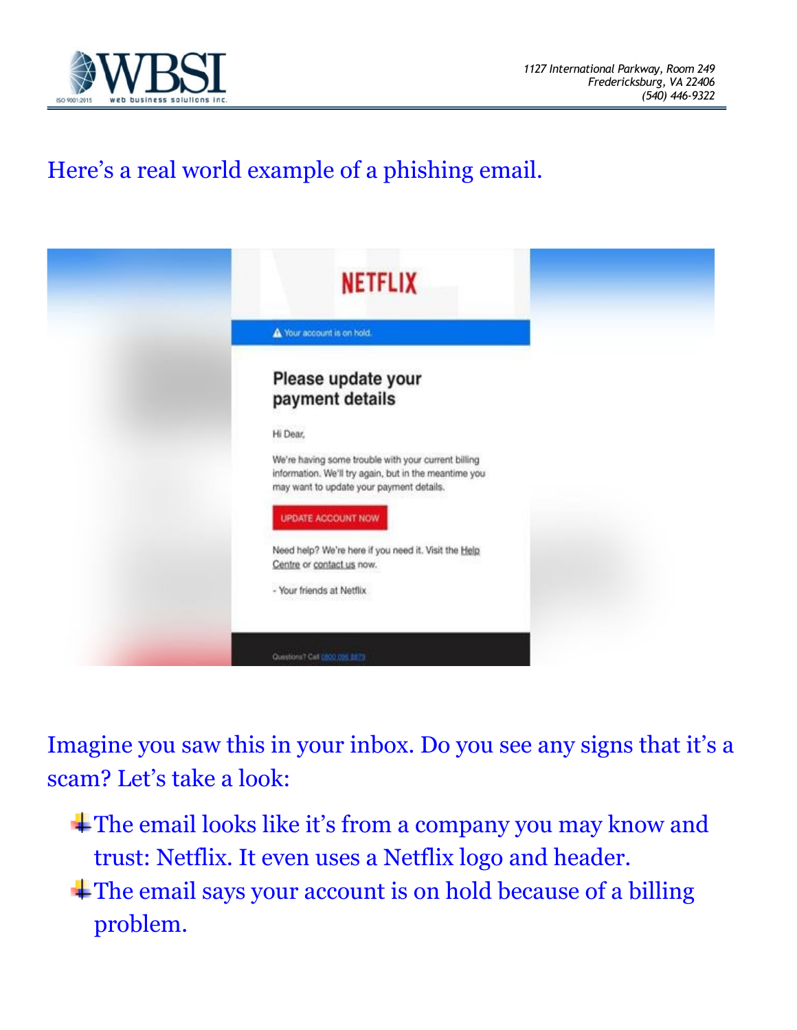Here's a real world example of a phishing email.

Imagine you saw this in your inbox. Do you see any signs that it's a scam? Let's take a look:

- The email looks like it's from a company you may know and trust: Netflix. It even uses a Netflix logo and header.
- The email says your account is on hold because of a billing problem.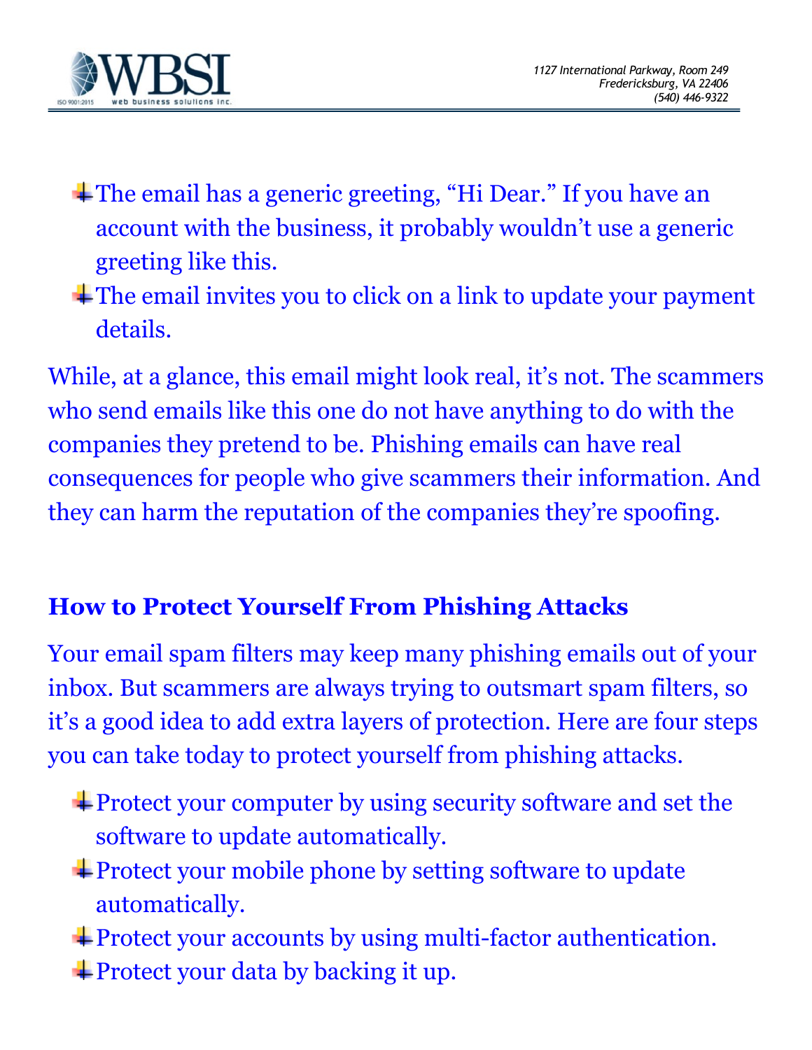- The email has a generic greeting, “Hi Dear.” If you have an account with the business, it probably wouldn’t use a generic greeting like this.
- The email invites you to click on a link to update your payment details.

While, at a glance, this email might look real, it’s not. The scammers who send emails like this one do not have anything to do with the companies they pretend to be. Phishing emails can have real consequences for people who give scammers their information. And they can harm the reputation of the companies they’re spoofing.

## How to Protect Yourself From Phishing Attacks

Your email spam filters may keep many phishing emails out of your inbox. But scammers are always trying to outsmart spam filters, so it’s a good idea to add extra layers of protection. Here are four steps you can take today to protect yourself from phishing attacks.

- Protect your computer by using security software and set the software to update automatically.
- Protect your mobile phone by setting software to update automatically.
- Protect your accounts by using multi-factor authentication.
- Protect your data by backing it up.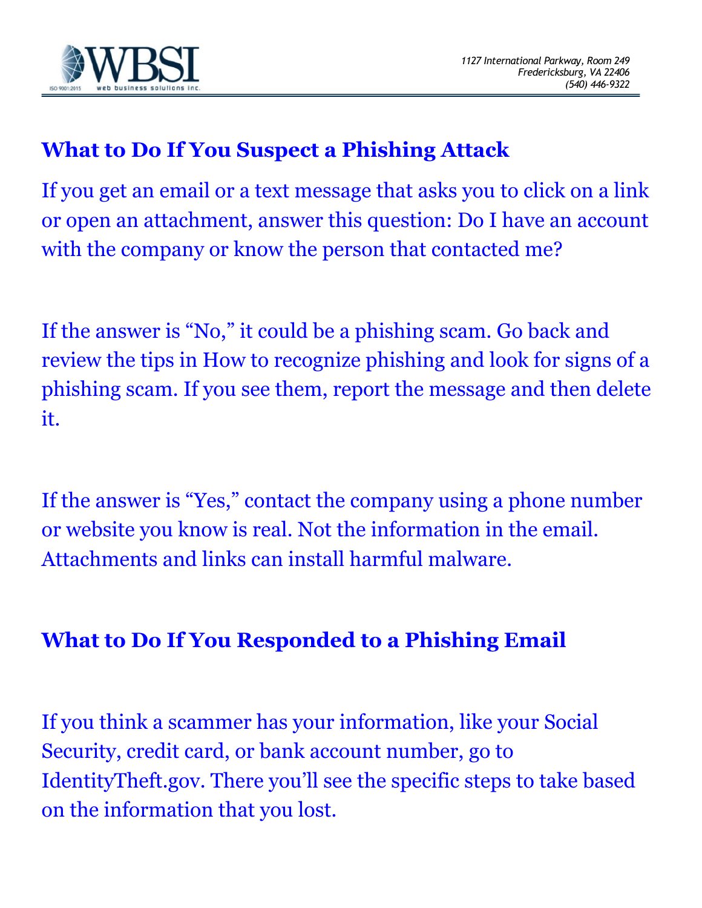## What to Do If You Suspect a Phishing Attack

If you get an email or a text message that asks you to click on a link or open an attachment, answer this question: Do I have an account with the company or know the person that contacted me?

If the answer is “No,” it could be a phishing scam. Go back and review the tips in How to recognize phishing and look for signs of a phishing scam. If you see them, report the message and then delete it.

If the answer is “Yes,” contact the company using a phone number or website you know is real. Not the information in the email. Attachments and links can install harmful malware.

## What to Do If You Responded to a Phishing Email

If you think a scammer has your information, like your Social Security, credit card, or bank account number, go to IdentityTheft.gov. There you’ll see the specific steps to take based on the information that you lost.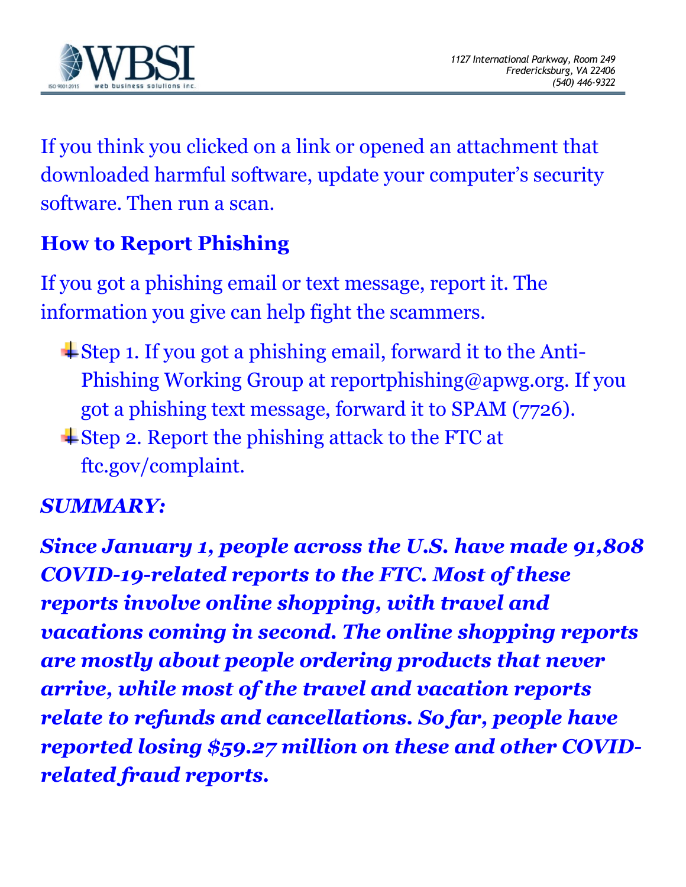If you think you clicked on a link or opened an attachment that downloaded harmful software, update your computer's security software. Then run a scan.

## How to Report Phishing

If you got a phishing email or text message, report it. The information you give can help fight the scammers.

- Step 1. If you got a phishing email, forward it to the Anti-Phishing Working Group at reportphishing@apwg.org. If you got a phishing text message, forward it to SPAM (7726).
- Step 2. Report the phishing attack to the FTC at ftc.gov/complaint.

***SUMMARY:***

***Since January 1, people across the U.S. have made 91,808 COVID-19-related reports to the FTC. Most of these reports involve online shopping, with travel and vacations coming in second. The online shopping reports are mostly about people ordering products that never arrive, while most of the travel and vacation reports relate to refunds and cancellations. So far, people have reported losing $59.27 million on these and other COVID-related fraud reports.***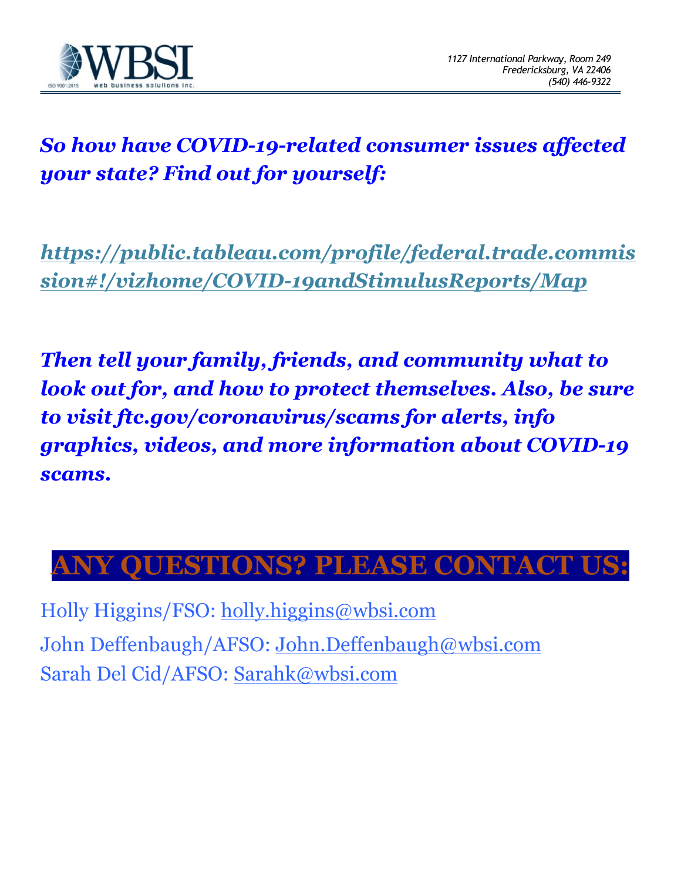***So how have COVID-19-related consumer issues affected your state? Find out for yourself:***

***https://public.tableau.com/profile/federal.trade.commission#!/vizhome/COVID-19andStimulusReports/Map***

***Then tell your family, friends, and community what to look out for, and how to protect themselves. Also, be sure to visit ftc.gov/coronavirus/scams for alerts, info graphics, videos, and more information about COVID-19 scams.***

## ANY QUESTIONS? PLEASE CONTACT US:

Holly Higgins/FSO: holly.higgins@wbsi.com

John Deffenbaugh/AFSO: John.Deffenbaugh@wbsi.com

Sarah Del Cid/AFSO: Sarahk@wbsi.com